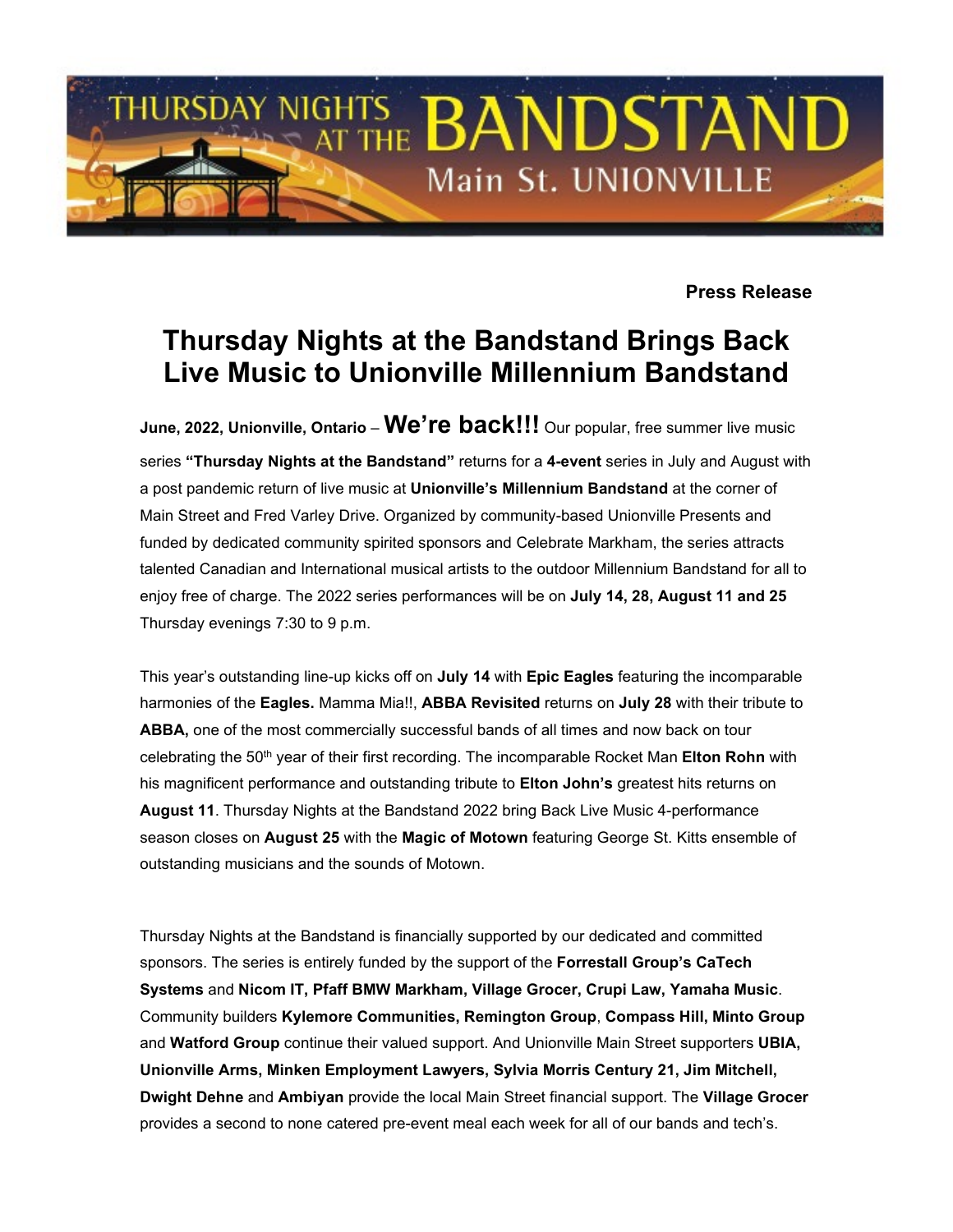THURSDAY NIGHTS AT THE BANDSTAND
Main St. UNIONVILLE

**Press Release**

# Thursday Nights at the Bandstand Brings Back Live Music to Unionville Millennium Bandstand

**June, 2022, Unionville, Ontario** – **We're back!!!** Our popular, free summer live music series **"Thursday Nights at the Bandstand"** returns for a **4-event** series in July and August with a post pandemic return of live music at **Unionville's Millennium Bandstand** at the corner of Main Street and Fred Varley Drive. Organized by community-based Unionville Presents and funded by dedicated community spirited sponsors and Celebrate Markham, the series attracts talented Canadian and International musical artists to the outdoor Millennium Bandstand for all to enjoy free of charge. The 2022 series performances will be on **July 14, 28, August 11 and 25** Thursday evenings 7:30 to 9 p.m.

This year's outstanding line-up kicks off on **July 14** with **Epic Eagles** featuring the incomparable harmonies of the **Eagles.** Mamma Mia!!, **ABBA Revisited** returns on **July 28** with their tribute to **ABBA,** one of the most commercially successful bands of all times and now back on tour celebrating the 50th year of their first recording. The incomparable Rocket Man **Elton Rohn** with his magnificent performance and outstanding tribute to **Elton John's** greatest hits returns on **August 11**. Thursday Nights at the Bandstand 2022 bring Back Live Music 4-performance season closes on **August 25** with the **Magic of Motown** featuring George St. Kitts ensemble of outstanding musicians and the sounds of Motown.

Thursday Nights at the Bandstand is financially supported by our dedicated and committed sponsors. The series is entirely funded by the support of the **Forrestall Group's CaTech Systems** and **Nicom IT, Pfaff BMW Markham, Village Grocer, Crupi Law, Yamaha Music**. Community builders **Kylemore Communities, Remington Group**, **Compass Hill, Minto Group** and **Watford Group** continue their valued support. And Unionville Main Street supporters **UBIA, Unionville Arms, Minken Employment Lawyers, Sylvia Morris Century 21, Jim Mitchell, Dwight Dehne** and **Ambiyan** provide the local Main Street financial support. The **Village Grocer** provides a second to none catered pre-event meal each week for all of our bands and tech's.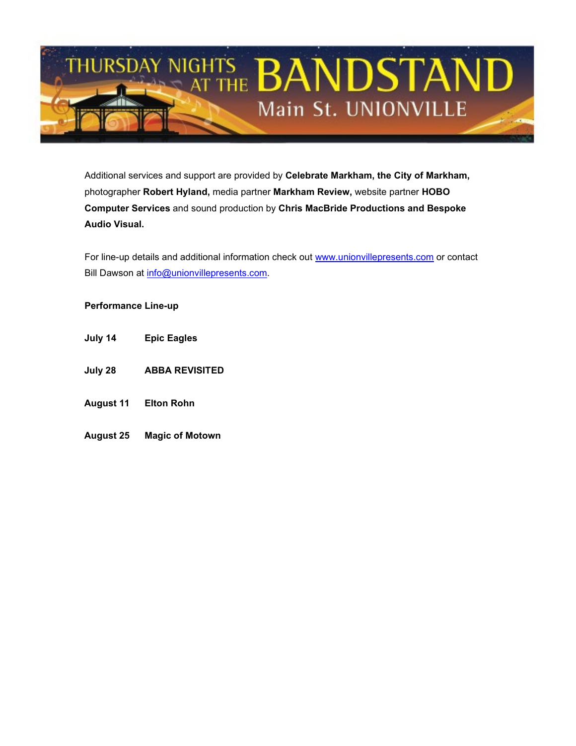Additional services and support are provided by **Celebrate Markham, the City of Markham,** photographer **Robert Hyland,** media partner **Markham Review,** website partner **HOBO Computer Services** and sound production by **Chris MacBride Productions and Bespoke Audio Visual.**

For line-up details and additional information check out www.unionvillepresents.com or contact Bill Dawson at info@unionvillepresents.com.

**Performance Line-up**

| | |
|---|---|
| **July 14** | **Epic Eagles** |
| **July 28** | **ABBA REVISITED** |
| **August 11** | **Elton Rohn** |
| **August 25** | **Magic of Motown** |